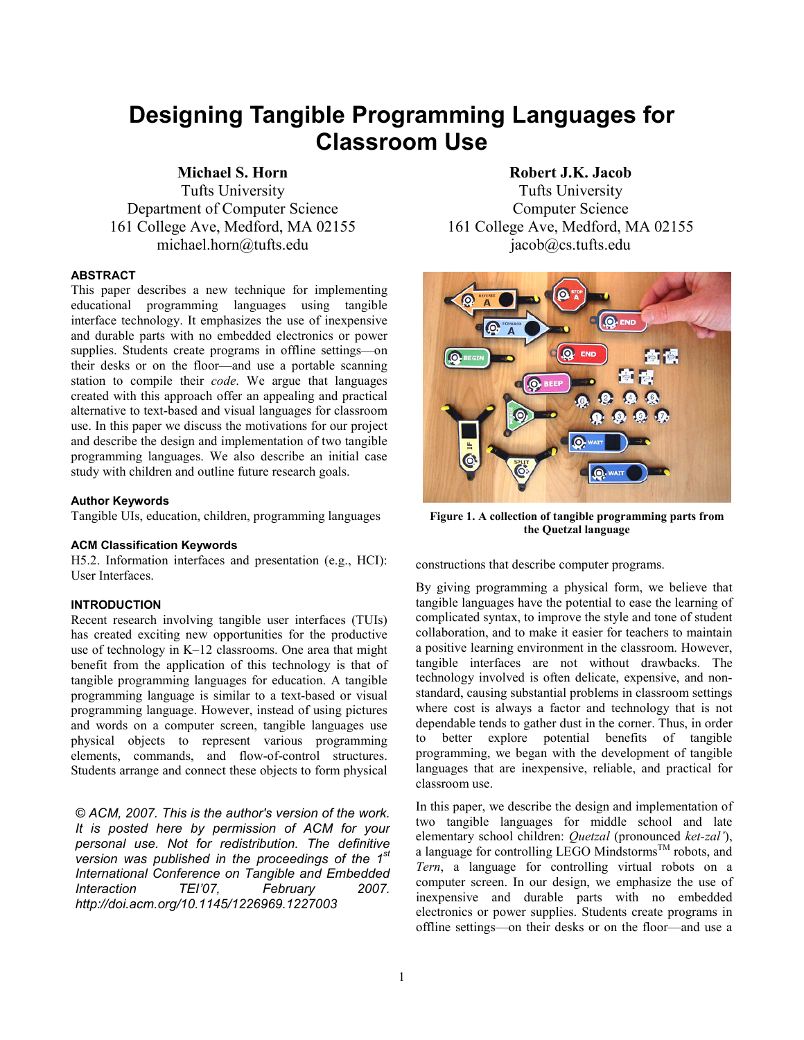# Designing Tangible Programming Languages for Classroom Use

**Michael S. Horn**
Tufts University
Department of Computer Science
161 College Ave, Medford, MA 02155
michael.horn@tufts.edu

**Robert J.K. Jacob**
Tufts University
Computer Science
161 College Ave, Medford, MA 02155
jacob@cs.tufts.edu

### ABSTRACT

This paper describes a new technique for implementing educational programming languages using tangible interface technology. It emphasizes the use of inexpensive and durable parts with no embedded electronics or power supplies. Students create programs in offline settings—on their desks or on the floor—and use a portable scanning station to compile their *code*. We argue that languages created with this approach offer an appealing and practical alternative to text-based and visual languages for classroom use. In this paper we discuss the motivations for our project and describe the design and implementation of two tangible programming languages. We also describe an initial case study with children and outline future research goals.

### Author Keywords

Tangible UIs, education, children, programming languages

### ACM Classification Keywords

H5.2. Information interfaces and presentation (e.g., HCI): User Interfaces.

### INTRODUCTION

Recent research involving tangible user interfaces (TUIs) has created exciting new opportunities for the productive use of technology in K–12 classrooms. One area that might benefit from the application of this technology is that of tangible programming languages for education. A tangible programming language is similar to a text-based or visual programming language. However, instead of using pictures and words on a computer screen, tangible languages use physical objects to represent various programming elements, commands, and flow-of-control structures. Students arrange and connect these objects to form physical constructions that describe computer programs.

*© ACM, 2007. This is the author's version of the work. It is posted here by permission of ACM for your personal use. Not for redistribution. The definitive version was published in the proceedings of the 1st International Conference on Tangible and Embedded Interaction TEI'07, February 2007. http://doi.acm.org/10.1145/1226969.1227003*

**Figure 1. A collection of tangible programming parts from the Quetzal language**

By giving programming a physical form, we believe that tangible languages have the potential to ease the learning of complicated syntax, to improve the style and tone of student collaboration, and to make it easier for teachers to maintain a positive learning environment in the classroom. However, tangible interfaces are not without drawbacks. The technology involved is often delicate, expensive, and non-standard, causing substantial problems in classroom settings where cost is always a factor and technology that is not dependable tends to gather dust in the corner. Thus, in order to better explore potential benefits of tangible programming, we began with the development of tangible languages that are inexpensive, reliable, and practical for classroom use.

In this paper, we describe the design and implementation of two tangible languages for middle school and late elementary school children: *Quetzal* (pronounced *ket-zal'*), a language for controlling LEGO Mindstorms™ robots, and *Tern*, a language for controlling virtual robots on a computer screen. In our design, we emphasize the use of inexpensive and durable parts with no embedded electronics or power supplies. Students create programs in offline settings—on their desks or on the floor—and use a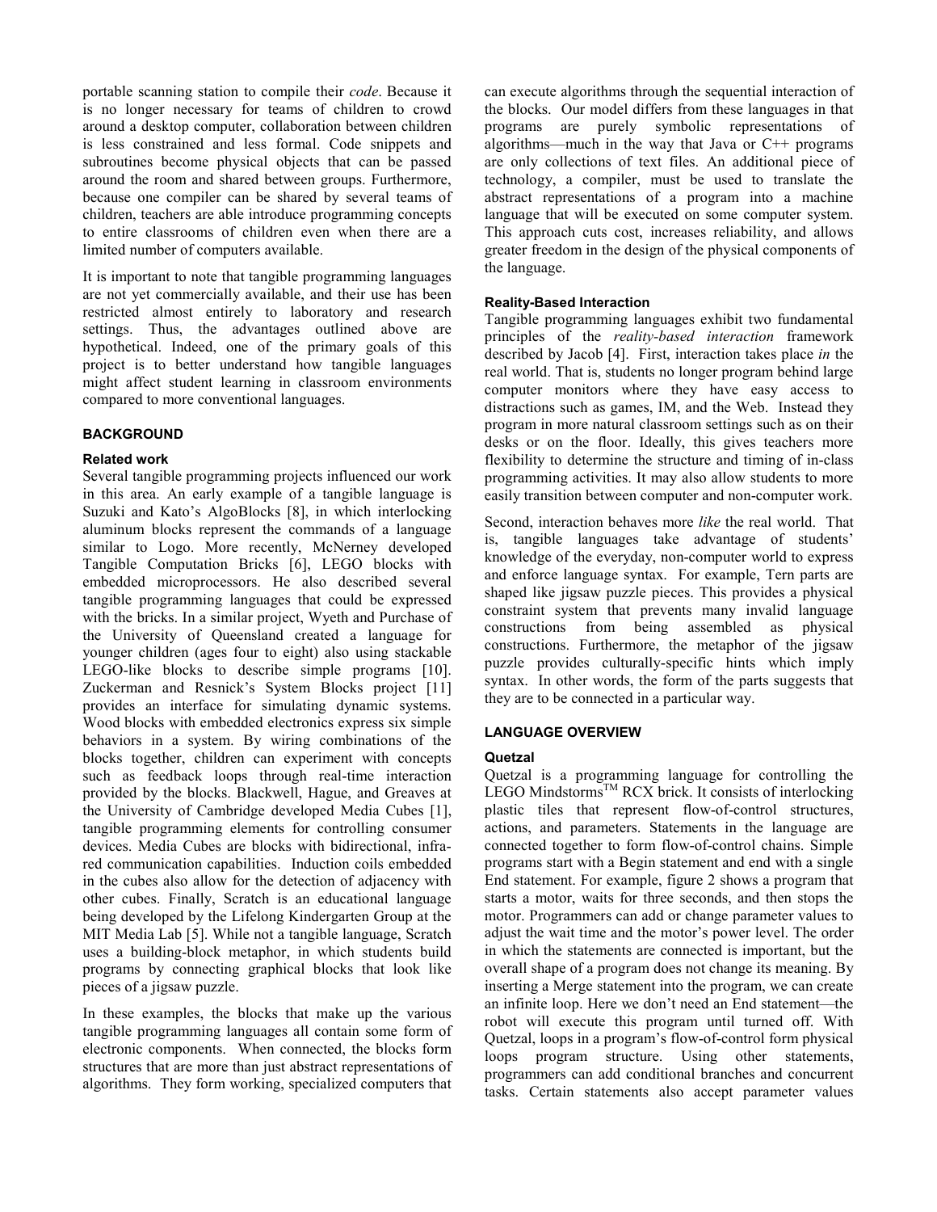portable scanning station to compile their *code*. Because it is no longer necessary for teams of children to crowd around a desktop computer, collaboration between children is less constrained and less formal. Code snippets and subroutines become physical objects that can be passed around the room and shared between groups. Furthermore, because one compiler can be shared by several teams of children, teachers are able introduce programming concepts to entire classrooms of children even when there are a limited number of computers available.

It is important to note that tangible programming languages are not yet commercially available, and their use has been restricted almost entirely to laboratory and research settings. Thus, the advantages outlined above are hypothetical. Indeed, one of the primary goals of this project is to better understand how tangible languages might affect student learning in classroom environments compared to more conventional languages.

## BACKGROUND

### Related work

Several tangible programming projects influenced our work in this area. An early example of a tangible language is Suzuki and Kato's AlgoBlocks [8], in which interlocking aluminum blocks represent the commands of a language similar to Logo. More recently, McNerney developed Tangible Computation Bricks [6], LEGO blocks with embedded microprocessors. He also described several tangible programming languages that could be expressed with the bricks. In a similar project, Wyeth and Purchase of the University of Queensland created a language for younger children (ages four to eight) also using stackable LEGO-like blocks to describe simple programs [10]. Zuckerman and Resnick's System Blocks project [11] provides an interface for simulating dynamic systems. Wood blocks with embedded electronics express six simple behaviors in a system. By wiring combinations of the blocks together, children can experiment with concepts such as feedback loops through real-time interaction provided by the blocks. Blackwell, Hague, and Greaves at the University of Cambridge developed Media Cubes [1], tangible programming elements for controlling consumer devices. Media Cubes are blocks with bidirectional, infra-red communication capabilities. Induction coils embedded in the cubes also allow for the detection of adjacency with other cubes. Finally, Scratch is an educational language being developed by the Lifelong Kindergarten Group at the MIT Media Lab [5]. While not a tangible language, Scratch uses a building-block metaphor, in which students build programs by connecting graphical blocks that look like pieces of a jigsaw puzzle.

In these examples, the blocks that make up the various tangible programming languages all contain some form of electronic components. When connected, the blocks form structures that are more than just abstract representations of algorithms. They form working, specialized computers that can execute algorithms through the sequential interaction of the blocks. Our model differs from these languages in that programs are purely symbolic representations of algorithms—much in the way that Java or C++ programs are only collections of text files. An additional piece of technology, a compiler, must be used to translate the abstract representations of a program into a machine language that will be executed on some computer system. This approach cuts cost, increases reliability, and allows greater freedom in the design of the physical components of the language.

### Reality-Based Interaction

Tangible programming languages exhibit two fundamental principles of the *reality-based interaction* framework described by Jacob [4]. First, interaction takes place *in* the real world. That is, students no longer program behind large computer monitors where they have easy access to distractions such as games, IM, and the Web. Instead they program in more natural classroom settings such as on their desks or on the floor. Ideally, this gives teachers more flexibility to determine the structure and timing of in-class programming activities. It may also allow students to more easily transition between computer and non-computer work.

Second, interaction behaves more *like* the real world. That is, tangible languages take advantage of students' knowledge of the everyday, non-computer world to express and enforce language syntax. For example, Tern parts are shaped like jigsaw puzzle pieces. This provides a physical constraint system that prevents many invalid language constructions from being assembled as physical constructions. Furthermore, the metaphor of the jigsaw puzzle provides culturally-specific hints which imply syntax. In other words, the form of the parts suggests that they are to be connected in a particular way.

## LANGUAGE OVERVIEW

### Quetzal

Quetzal is a programming language for controlling the LEGO Mindstorms™ RCX brick. It consists of interlocking plastic tiles that represent flow-of-control structures, actions, and parameters. Statements in the language are connected together to form flow-of-control chains. Simple programs start with a Begin statement and end with a single End statement. For example, figure 2 shows a program that starts a motor, waits for three seconds, and then stops the motor. Programmers can add or change parameter values to adjust the wait time and the motor's power level. The order in which the statements are connected is important, but the overall shape of a program does not change its meaning. By inserting a Merge statement into the program, we can create an infinite loop. Here we don't need an End statement—the robot will execute this program until turned off. With Quetzal, loops in a program's flow-of-control form physical loops program structure. Using other statements, programmers can add conditional branches and concurrent tasks. Certain statements also accept parameter values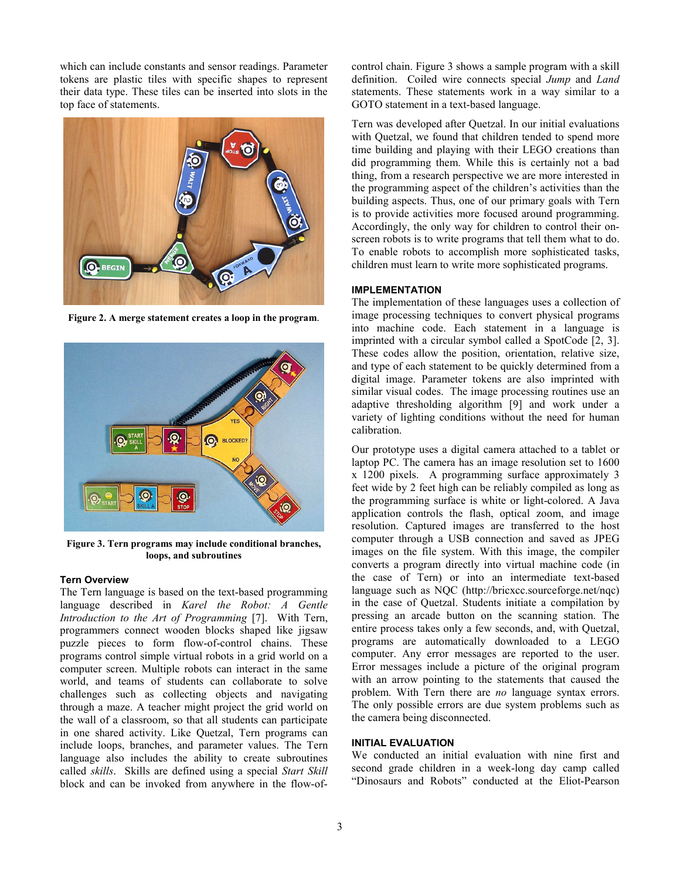which can include constants and sensor readings. Parameter tokens are plastic tiles with specific shapes to represent their data type. These tiles can be inserted into slots in the top face of statements.

**Figure 2. A merge statement creates a loop in the program.**

**Figure 3. Tern programs may include conditional branches, loops, and subroutines**

### Tern Overview

The Tern language is based on the text-based programming language described in *Karel the Robot: A Gentle Introduction to the Art of Programming* [7]. With Tern, programmers connect wooden blocks shaped like jigsaw puzzle pieces to form flow-of-control chains. These programs control simple virtual robots in a grid world on a computer screen. Multiple robots can interact in the same world, and teams of students can collaborate to solve challenges such as collecting objects and navigating through a maze. A teacher might project the grid world on the wall of a classroom, so that all students can participate in one shared activity. Like Quetzal, Tern programs can include loops, branches, and parameter values. The Tern language also includes the ability to create subroutines called *skills*. Skills are defined using a special *Start Skill* block and can be invoked from anywhere in the flow-of-control chain. Figure 3 shows a sample program with a skill definition. Coiled wire connects special *Jump* and *Land* statements. These statements work in a way similar to a GOTO statement in a text-based language.

Tern was developed after Quetzal. In our initial evaluations with Quetzal, we found that children tended to spend more time building and playing with their LEGO creations than did programming them. While this is certainly not a bad thing, from a research perspective we are more interested in the programming aspect of the children's activities than the building aspects. Thus, one of our primary goals with Tern is to provide activities more focused around programming. Accordingly, the only way for children to control their on-screen robots is to write programs that tell them what to do. To enable robots to accomplish more sophisticated tasks, children must learn to write more sophisticated programs.

## IMPLEMENTATION

The implementation of these languages uses a collection of image processing techniques to convert physical programs into machine code. Each statement in a language is imprinted with a circular symbol called a SpotCode [2, 3]. These codes allow the position, orientation, relative size, and type of each statement to be quickly determined from a digital image. Parameter tokens are also imprinted with similar visual codes. The image processing routines use an adaptive thresholding algorithm [9] and work under a variety of lighting conditions without the need for human calibration.

Our prototype uses a digital camera attached to a tablet or laptop PC. The camera has an image resolution set to 1600 x 1200 pixels. A programming surface approximately 3 feet wide by 2 feet high can be reliably compiled as long as the programming surface is white or light-colored. A Java application controls the flash, optical zoom, and image resolution. Captured images are transferred to the host computer through a USB connection and saved as JPEG images on the file system. With this image, the compiler converts a program directly into virtual machine code (in the case of Tern) or into an intermediate text-based language such as NQC (http://bricxcc.sourceforge.net/nqc) in the case of Quetzal. Students initiate a compilation by pressing an arcade button on the scanning station. The entire process takes only a few seconds, and, with Quetzal, programs are automatically downloaded to a LEGO computer. Any error messages are reported to the user. Error messages include a picture of the original program with an arrow pointing to the statements that caused the problem. With Tern there are *no* language syntax errors. The only possible errors are due system problems such as the camera being disconnected.

## INITIAL EVALUATION

We conducted an initial evaluation with nine first and second grade children in a week-long day camp called "Dinosaurs and Robots" conducted at the Eliot-Pearson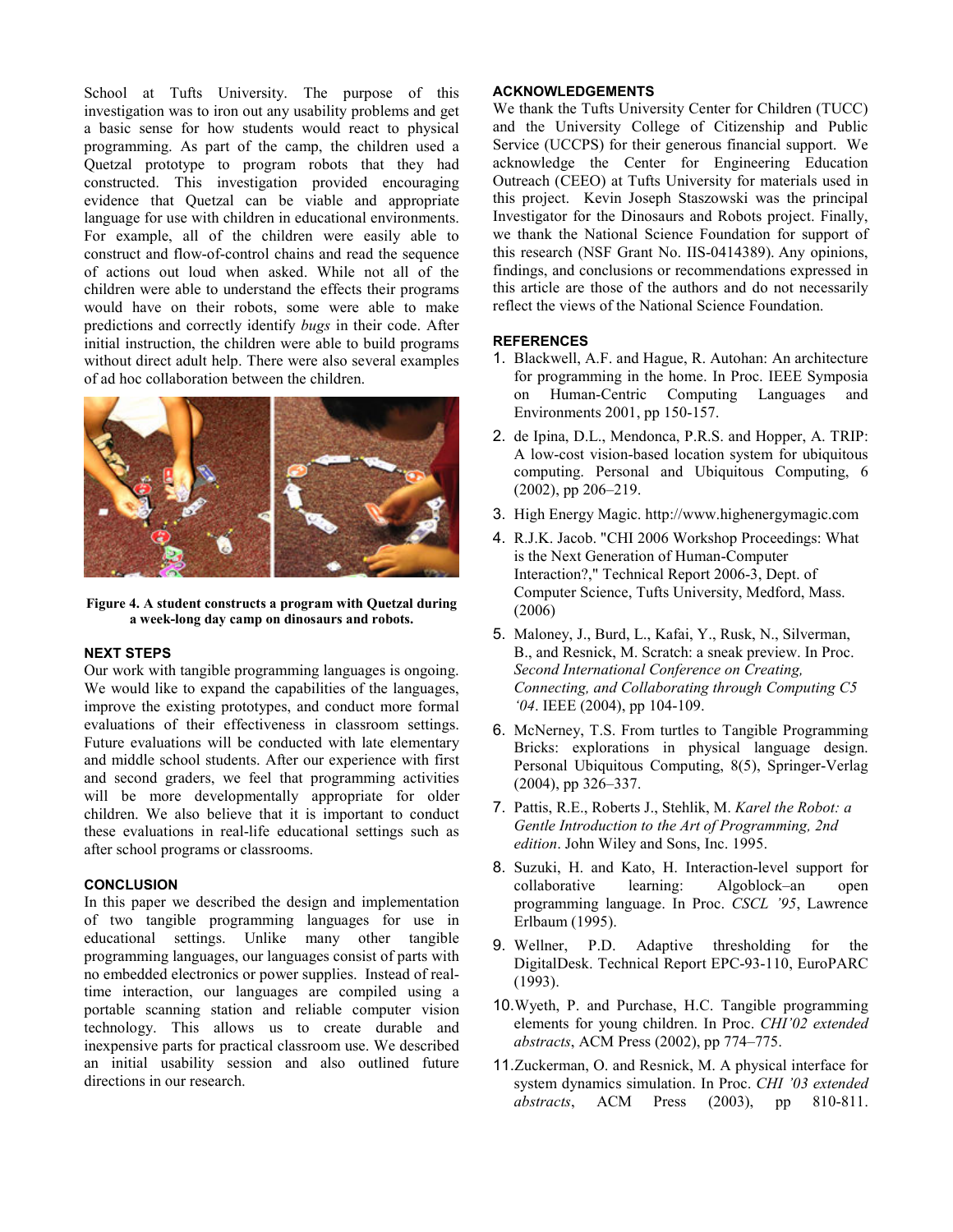School at Tufts University. The purpose of this investigation was to iron out any usability problems and get a basic sense for how students would react to physical programming. As part of the camp, the children used a Quetzal prototype to program robots that they had constructed. This investigation provided encouraging evidence that Quetzal can be viable and appropriate language for use with children in educational environments. For example, all of the children were easily able to construct and flow-of-control chains and read the sequence of actions out loud when asked. While not all of the children were able to understand the effects their programs would have on their robots, some were able to make predictions and correctly identify *bugs* in their code. After initial instruction, the children were able to build programs without direct adult help. There were also several examples of ad hoc collaboration between the children.

**Figure 4. A student constructs a program with Quetzal during a week-long day camp on dinosaurs and robots.**

## NEXT STEPS

Our work with tangible programming languages is ongoing. We would like to expand the capabilities of the languages, improve the existing prototypes, and conduct more formal evaluations of their effectiveness in classroom settings. Future evaluations will be conducted with late elementary and middle school students. After our experience with first and second graders, we feel that programming activities will be more developmentally appropriate for older children. We also believe that it is important to conduct these evaluations in real-life educational settings such as after school programs or classrooms.

## CONCLUSION

In this paper we described the design and implementation of two tangible programming languages for use in educational settings. Unlike many other tangible programming languages, our languages consist of parts with no embedded electronics or power supplies. Instead of real-time interaction, our languages are compiled using a portable scanning station and reliable computer vision technology. This allows us to create durable and inexpensive parts for practical classroom use. We described an initial usability session and also outlined future directions in our research.

## ACKNOWLEDGEMENTS

We thank the Tufts University Center for Children (TUCC) and the University College of Citizenship and Public Service (UCCPS) for their generous financial support. We acknowledge the Center for Engineering Education Outreach (CEEO) at Tufts University for materials used in this project. Kevin Joseph Staszowski was the principal Investigator for the Dinosaurs and Robots project. Finally, we thank the National Science Foundation for support of this research (NSF Grant No. IIS-0414389). Any opinions, findings, and conclusions or recommendations expressed in this article are those of the authors and do not necessarily reflect the views of the National Science Foundation.

## REFERENCES

1. Blackwell, A.F. and Hague, R. Autohan: An architecture for programming in the home. In Proc. IEEE Symposia on Human-Centric Computing Languages and Environments 2001, pp 150-157.
2. de Ipina, D.L., Mendonca, P.R.S. and Hopper, A. TRIP: A low-cost vision-based location system for ubiquitous computing. Personal and Ubiquitous Computing, 6 (2002), pp 206–219.
3. High Energy Magic. http://www.highenergymagic.com
4. R.J.K. Jacob. "CHI 2006 Workshop Proceedings: What is the Next Generation of Human-Computer Interaction?," Technical Report 2006-3, Dept. of Computer Science, Tufts University, Medford, Mass. (2006)
5. Maloney, J., Burd, L., Kafai, Y., Rusk, N., Silverman, B., and Resnick, M. Scratch: a sneak preview. In Proc. *Second International Conference on Creating, Connecting, and Collaborating through Computing C5 '04*. IEEE (2004), pp 104-109.
6. McNerney, T.S. From turtles to Tangible Programming Bricks: explorations in physical language design. Personal Ubiquitous Computing, 8(5), Springer-Verlag (2004), pp 326–337.
7. Pattis, R.E., Roberts J., Stehlik, M. *Karel the Robot: a Gentle Introduction to the Art of Programming, 2nd edition*. John Wiley and Sons, Inc. 1995.
8. Suzuki, H. and Kato, H. Interaction-level support for collaborative learning: Algoblock–an open programming language. In Proc. *CSCL '95*, Lawrence Erlbaum (1995).
9. Wellner, P.D. Adaptive thresholding for the DigitalDesk. Technical Report EPC-93-110, EuroPARC (1993).
10. Wyeth, P. and Purchase, H.C. Tangible programming elements for young children. In Proc. *CHI'02 extended abstracts*, ACM Press (2002), pp 774–775.
11. Zuckerman, O. and Resnick, M. A physical interface for system dynamics simulation. In Proc. *CHI '03 extended abstracts*, ACM Press (2003), pp 810-811.